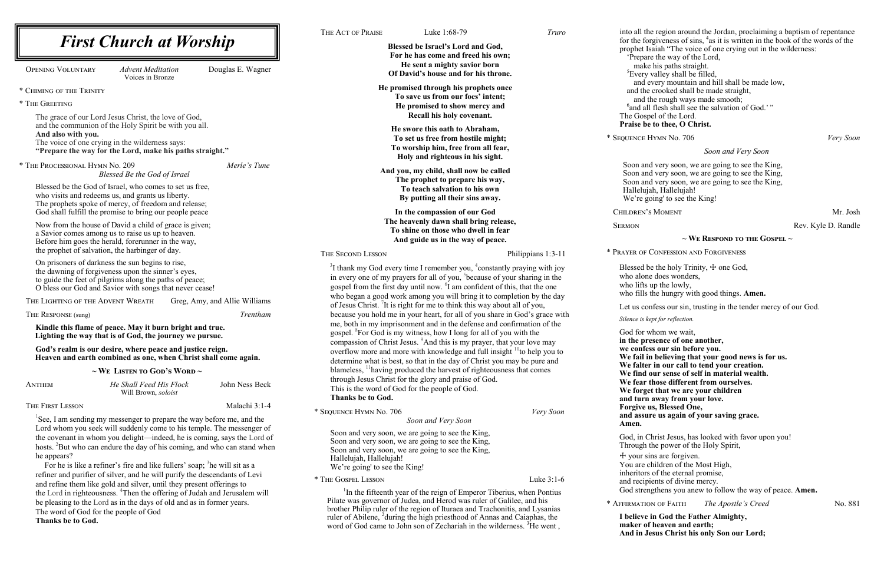# First Church at Worship

Opening Voluntary — *Advent Meditation* — Douglas E. Wagner
Voices in Bronze

\* Chiming of the Trinity

\* The Greeting

The grace of our Lord Jesus Christ, the love of God, and the communion of the Holy Spirit be with you all.
**And also with you.**
The voice of one crying in the wilderness says:
**"Prepare the way for the Lord, make his paths straight."**

\* The Processional Hymn No. 209 — *Merle's Tune*
*Blessed Be the God of Israel*

Blessed be the God of Israel, who comes to set us free,
who visits and redeems us, and grants us liberty.
The prophets spoke of mercy, of freedom and release;
God shall fulfill the promise to bring our people peace

Now from the house of David a child of grace is given;
a Savior comes among us to raise us up to heaven.
Before him goes the herald, forerunner in the way,
the prophet of salvation, the harbinger of day.

On prisoners of darkness the sun begins to rise,
the dawning of forgiveness upon the sinner's eyes,
to guide the feet of pilgrims along the paths of peace;
O bless our God and Savior with songs that never cease!

The Lighting of the Advent Wreath — Greg, Amy, and Allie Williams

The Response (sung) — *Trentham*

**Kindle this flame of peace. May it burn bright and true.**
**Lighting the way that is of God, the journey we pursue.**

**God's realm is our desire, where peace and justice reign.**
**Heaven and earth combined as one, when Christ shall come again.**

## ~ We Listen to God's Word ~

Anthem — *He Shall Feed His Flock* — John Ness Beck
Will Brown, *soloist*

The First Lesson — Malachi 3:1-4

[1]See, I am sending my messenger to prepare the way before me, and the Lord whom you seek will suddenly come to his temple. The messenger of the covenant in whom you delight—indeed, he is coming, says the Lord of hosts. [2]But who can endure the day of his coming, and who can stand when he appears?

For he is like a refiner's fire and like fullers' soap; [3]he will sit as a refiner and purifier of silver, and he will purify the descendants of Levi and refine them like gold and silver, until they present offerings to the Lord in righteousness. [4]Then the offering of Judah and Jerusalem will be pleasing to the Lord as in the days of old and as in former years.
The word of God for the people of God
**Thanks be to God.**

The Act of Praise — Luke 1:68-79 — *Truro*

**Blessed be Israel's Lord and God,**
**For he has come and freed his own;**
**He sent a mighty savior born**
**Of David's house and for his throne.**

**He promised through his prophets once**
**To save us from our foes' intent;**
**He promised to show mercy and**
**Recall his holy covenant.**

**He swore this oath to Abraham,**
**To set us free from hostile might;**
**To worship him, free from all fear,**
**Holy and righteous in his sight.**

**And you, my child, shall now be called**
**The prophet to prepare his way,**
**To teach salvation to his own**
**By putting all their sins away.**

**In the compassion of our God**
**The heavenly dawn shall bring release,**
**To shine on those who dwell in fear**
**And guide us in the way of peace.**

The Second Lesson — Philippians 1:3-11

[3]I thank my God every time I remember you, [4]constantly praying with joy in every one of my prayers for all of you, [5]because of your sharing in the gospel from the first day until now. [6]I am confident of this, that the one who began a good work among you will bring it to completion by the day of Jesus Christ. [7]It is right for me to think this way about all of you, because you hold me in your heart, for all of you share in God's grace with me, both in my imprisonment and in the defense and confirmation of the gospel. [8]For God is my witness, how I long for all of you with the compassion of Christ Jesus. [9]And this is my prayer, that your love may overflow more and more with knowledge and full insight [10]to help you to determine what is best, so that in the day of Christ you may be pure and blameless, [11]having produced the harvest of righteousness that comes through Jesus Christ for the glory and praise of God.
This is the word of God for the people of God.
**Thanks be to God.**

\* Sequence Hymn No. 706 — *Very Soon*
*Soon and Very Soon*

Soon and very soon, we are going to see the King,
Soon and very soon, we are going to see the King,
Soon and very soon, we are going to see the King,
Hallelujah, Hallelujah!
We're goin' to see the King!

\* The Gospel Lesson — Luke 3:1-6

[1]In the fifteenth year of the reign of Emperor Tiberius, when Pontius Pilate was governor of Judea, and Herod was ruler of Galilee, and his brother Philip ruler of the region of Ituraea and Trachonitis, and Lysanias ruler of Abilene, [2]during the high priesthood of Annas and Caiaphas, the word of God came to John son of Zechariah in the wilderness. [3]He went , into all the region around the Jordan, proclaiming a baptism of repentance for the forgiveness of sins, [4]as it is written in the book of the words of the prophet Isaiah "The voice of one crying out in the wilderness:
'Prepare the way of the Lord,
make his paths straight.
[5]Every valley shall be filled,
and every mountain and hill shall be made low,
and the crooked shall be made straight,
and the rough ways made smooth;
[6]and all flesh shall see the salvation of God.'"
The Gospel of the Lord.
**Praise be to thee, O Christ.**

\* Sequence Hymn No. 706 — *Very Soon*
*Soon and Very Soon*

Soon and very soon, we are going to see the King,
Soon and very soon, we are going to see the King,
Soon and very soon, we are going to see the King,
Hallelujah, Hallelujah!
We're goin' to see the King!

Children's Moment — Mr. Josh

Sermon — Rev. Kyle D. Randle

## ~ We Respond to the Gospel ~

\* Prayer of Confession and Forgiveness

Blessed be the holy Trinity, ☩ one God,
who alone does wonders,
who lifts up the lowly,
who fills the hungry with good things. **Amen.**

Let us confess our sin, trusting in the tender mercy of our God.

*Silence is kept for reflection.*

God for whom we wait,
**in the presence of one another,**
**we confess our sin before you.**
**We fail in believing that your good news is for us.**
**We falter in our call to tend your creation.**
**We find our sense of self in material wealth.**
**We fear those different from ourselves.**
**We forget that we are your children**
**and turn away from your love.**
**Forgive us, Blessed One,**
**and assure us again of your saving grace.**
**Amen.**

God, in Christ Jesus, has looked with favor upon you!
Through the power of the Holy Spirit,
☩ your sins are forgiven.
You are children of the Most High,
inheritors of the eternal promise,
and recipients of divine mercy.
God strengthens you anew to follow the way of peace. **Amen.**

\* Affirmation of Faith — *The Apostle's Creed* — No. 881

**I believe in God the Father Almighty,**
**maker of heaven and earth;**
**And in Jesus Christ his only Son our Lord;**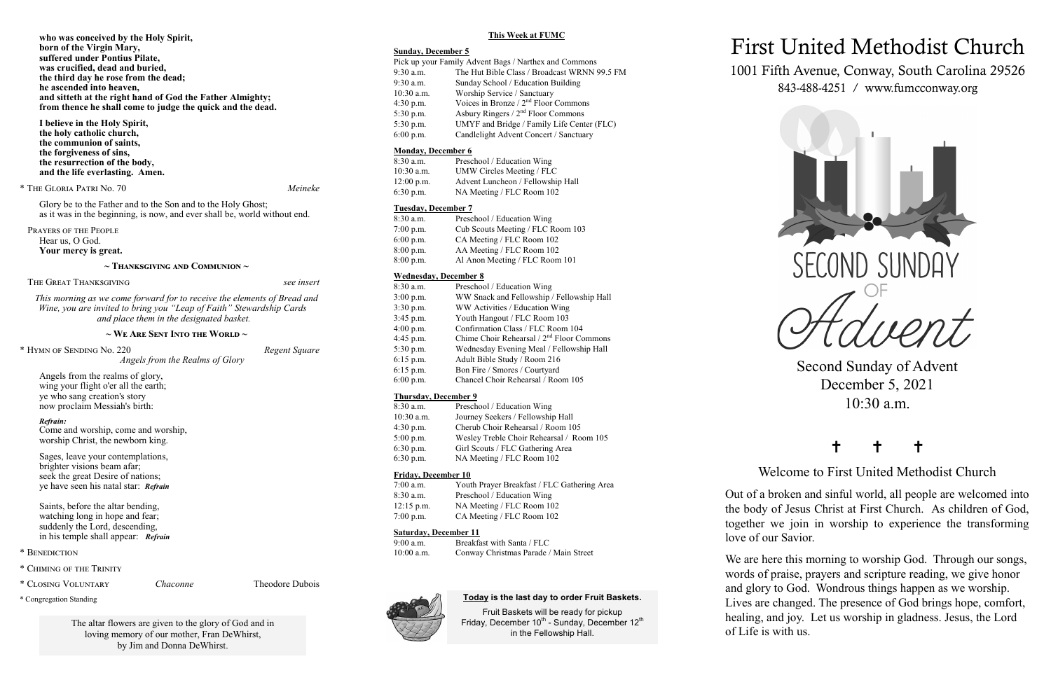**who was conceived by the Holy Spirit,**
**born of the Virgin Mary,**
**suffered under Pontius Pilate,**
**was crucified, dead and buried,**
**the third day he rose from the dead;**
**he ascended into heaven,**
**and sitteth at the right hand of God the Father Almighty;**
**from thence he shall come to judge the quick and the dead.**

**I believe in the Holy Spirit,**
**the holy catholic church,**
**the communion of saints,**
**the forgiveness of sins,**
**the resurrection of the body,**
**and the life everlasting. Amen.**

\* The Gloria Patri No. 70 *Meineke*

Glory be to the Father and to the Son and to the Holy Ghost;
as it was in the beginning, is now, and ever shall be, world without end.

Prayers of the People
Hear us, O God.
**Your mercy is great.**

**~ Thanksgiving and Communion ~**

The Great Thanksgiving *see insert*

*This morning as we come forward for to receive the elements of Bread and Wine, you are invited to bring you "Leap of Faith" Stewardship Cards and place them in the designated basket.*

**~ We Are Sent Into the World ~**

\* Hymn of Sending No. 220 *Regent Square*
*Angels from the Realms of Glory*

Angels from the realms of glory,
wing your flight o'er all the earth;
ye who sang creation's story
now proclaim Messiah's birth:

***Refrain:***
Come and worship, come and worship,
worship Christ, the newborn king.

Sages, leave your contemplations,
brighter visions beam afar;
seek the great Desire of nations;
ye have seen his natal star: ***Refrain***

Saints, before the altar bending,
watching long in hope and fear;
suddenly the Lord, descending,
in his temple shall appear: ***Refrain***

\* Benediction

\* Chiming of the Trinity

\* Closing Voluntary *Chaconne* Theodore Dubois

\* Congregation Standing

The altar flowers are given to the glory of God and in loving memory of our mother, Fran DeWhirst, by Jim and Donna DeWhirst.

## This Week at FUMC

**Sunday, December 5**
Pick up your Family Advent Bags / Narthex and Commons
9:30 a.m. The Hut Bible Class / Broadcast WRNN 99.5 FM
9:30 a.m. Sunday School / Education Building
10:30 a.m. Worship Service / Sanctuary
4:30 p.m. Voices in Bronze / 2nd Floor Commons
5:30 p.m. Asbury Ringers / 2nd Floor Commons
5:30 p.m. UMYF and Bridge / Family Life Center (FLC)
6:00 p.m. Candlelight Advent Concert / Sanctuary

**Monday, December 6**
8:30 a.m. Preschool / Education Wing
10:30 a.m. UMW Circles Meeting / FLC
12:00 p.m. Advent Luncheon / Fellowship Hall
6:30 p.m. NA Meeting / FLC Room 102

**Tuesday, December 7**
8:30 a.m. Preschool / Education Wing
7:00 p.m. Cub Scouts Meeting / FLC Room 103
6:00 p.m. CA Meeting / FLC Room 102
8:00 p.m. AA Meeting / FLC Room 102
8:00 p.m. Al Anon Meeting / FLC Room 101

**Wednesday, December 8**
8:30 a.m. Preschool / Education Wing
3:00 p.m. WW Snack and Fellowship / Fellowship Hall
3:30 p.m. WW Activities / Education Wing
3:45 p.m. Youth Hangout / FLC Room 103
4:00 p.m. Confirmation Class / FLC Room 104
4:45 p.m. Chime Choir Rehearsal / 2nd Floor Commons
5:30 p.m. Wednesday Evening Meal / Fellowship Hall
6:15 p.m. Adult Bible Study / Room 216
6:15 p.m. Bon Fire / Smores / Courtyard
6:00 p.m. Chancel Choir Rehearsal / Room 105

**Thursday, December 9**
8:30 a.m. Preschool / Education Wing
10:30 a.m. Journey Seekers / Fellowship Hall
4:30 p.m. Cherub Choir Rehearsal / Room 105
5:00 p.m. Wesley Treble Choir Rehearsal / Room 105
6:30 p.m. Girl Scouts / FLC Gathering Area
6:30 p.m. NA Meeting / FLC Room 102

**Friday, December 10**
7:00 a.m. Youth Prayer Breakfast / FLC Gathering Area
8:30 a.m. Preschool / Education Wing
12:15 p.m. NA Meeting / FLC Room 102
7:00 p.m. CA Meeting / FLC Room 102

**Saturday, December 11**
9:00 a.m. Breakfast with Santa / FLC
10:00 a.m. Conway Christmas Parade / Main Street

**Today is the last day to order Fruit Baskets.**

Fruit Baskets will be ready for pickup Friday, December 10th - Sunday, December 12th in the Fellowship Hall.

# First United Methodist Church

1001 Fifth Avenue, Conway, South Carolina 29526
843-488-4251 / www.fumcconway.org

SECOND SUNDAY OF Advent

Second Sunday of Advent
December 5, 2021
10:30 a.m.

✝ ✝ ✝

## Welcome to First United Methodist Church

Out of a broken and sinful world, all people are welcomed into the body of Jesus Christ at First Church. As children of God, together we join in worship to experience the transforming love of our Savior.

We are here this morning to worship God. Through our songs, words of praise, prayers and scripture reading, we give honor and glory to God. Wondrous things happen as we worship. Lives are changed. The presence of God brings hope, comfort, healing, and joy. Let us worship in gladness. Jesus, the Lord of Life is with us.